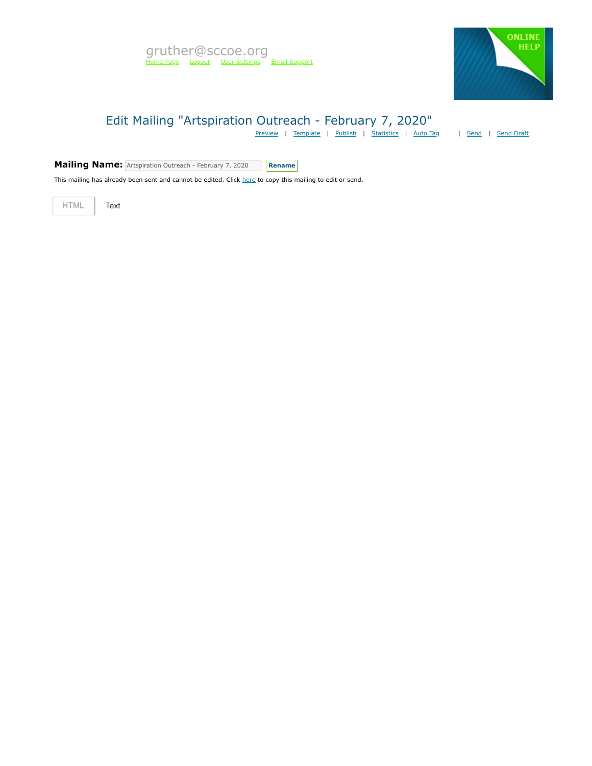gruther@sccoe.org

Home Page    Logout    User Settings    Email Support

ONLINE HELP

# Edit Mailing "Artspiration Outreach - February 7, 2020"

Preview | Template | Publish | Statistics | Auto Tag | Send | Send Draft

**Mailing Name:** Artspiration Outreach - February 7, 2020 **Rename**

This mailing has already been sent and cannot be edited. Click here to copy this mailing to edit or send.

HTML    Text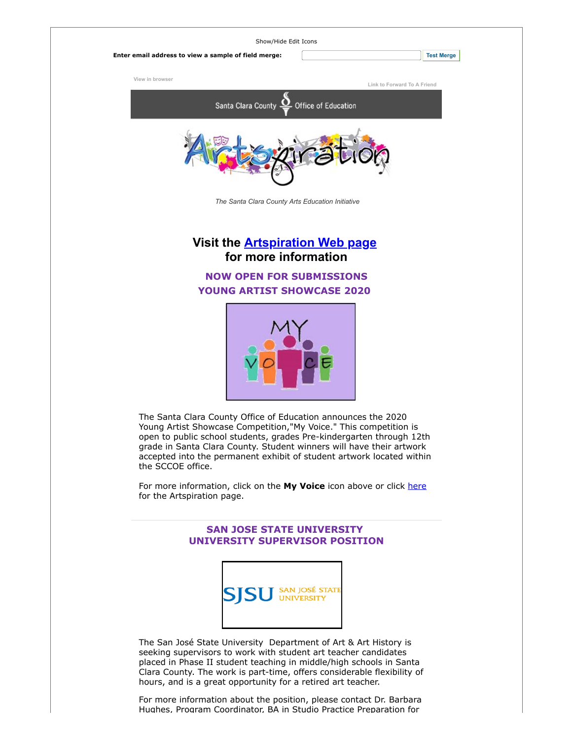Show/Hide Edit Icons

**Enter email address to view a sample of field merge:** Test Merge

View in browser

Link to Forward To A Friend

Santa Clara County Office of Education

*The Santa Clara County Arts Education Initiative*

## Visit the [Artspiration Web page](#) for more information

### NOW OPEN FOR SUBMISSIONS
### YOUNG ARTIST SHOWCASE 2020

The Santa Clara County Office of Education announces the 2020 Young Artist Showcase Competition,"My Voice." This competition is open to public school students, grades Pre-kindergarten through 12th grade in Santa Clara County. Student winners will have their artwork accepted into the permanent exhibit of student artwork located within the SCCOE office.

For more information, click on the **My Voice** icon above or click [here](#) for the Artspiration page.

---

### SAN JOSE STATE UNIVERSITY
### UNIVERSITY SUPERVISOR POSITION

The San José State University Department of Art & Art History is seeking supervisors to work with student art teacher candidates placed in Phase II student teaching in middle/high schools in Santa Clara County. The work is part-time, offers considerable flexibility of hours, and is a great opportunity for a retired art teacher.

For more information about the position, please contact Dr. Barbara Hughes, Program Coordinator, BA in Studio Practice Preparation for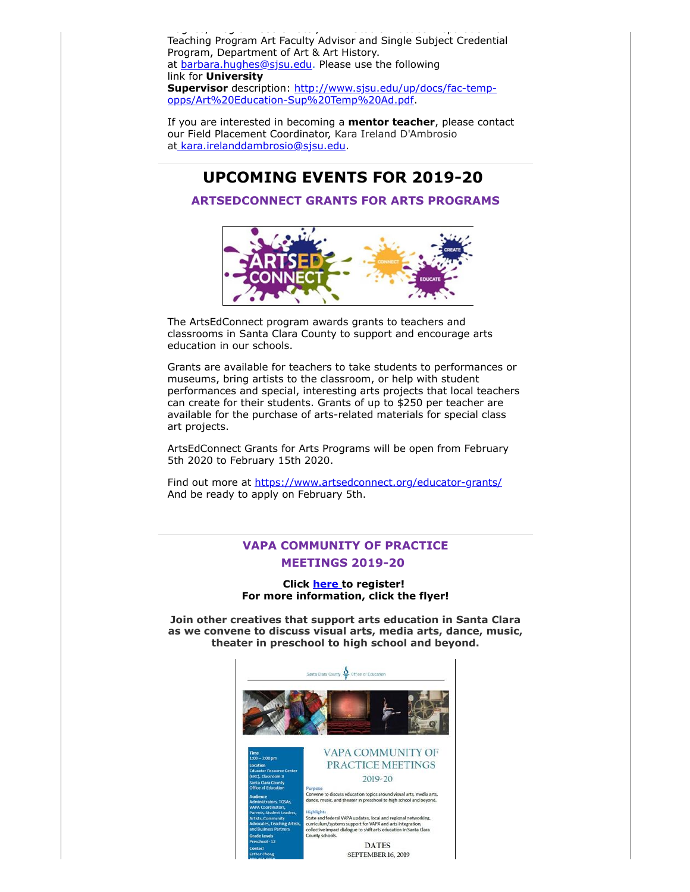Teaching Program Art Faculty Advisor and Single Subject Credential Program, Department of Art & Art History.
at barbara.hughes@sjsu.edu. Please use the following link for **University Supervisor** description: http://www.sjsu.edu/up/docs/fac-temp-opps/Art%20Education-Sup%20Temp%20Ad.pdf.

If you are interested in becoming a **mentor teacher**, please contact our Field Placement Coordinator, Kara Ireland D'Ambrosio at kara.irelanddambrosio@sjsu.edu.

# UPCOMING EVENTS FOR 2019-20

## ARTSEDCONNECT GRANTS FOR ARTS PROGRAMS

The ArtsEdConnect program awards grants to teachers and classrooms in Santa Clara County to support and encourage arts education in our schools.

Grants are available for teachers to take students to performances or museums, bring artists to the classroom, or help with student performances and special, interesting arts projects that local teachers can create for their students. Grants of up to $250 per teacher are available for the purchase of arts-related materials for special class art projects.

ArtsEdConnect Grants for Arts Programs will be open from February 5th 2020 to February 15th 2020.

Find out more at https://www.artsedconnect.org/educator-grants/
And be ready to apply on February 5th.

## VAPA COMMUNITY OF PRACTICE MEETINGS 2019-20

**Click here to register!**
**For more information, click the flyer!**

**Join other creatives that support arts education in Santa Clara as we convene to discuss visual arts, media arts, dance, music, theater in preschool to high school and beyond.**

Santa Clara County Office of Education

VAPA COMMUNITY OF PRACTICE MEETINGS
2019-20

Time
1:00 – 3:00 pm

Location
Educator Resource Center (ERC), Classroom 3
Santa Clara County Office of Education

Audience
Administrators, TOSAs, VAPA Coordinators, Parents, Student Leaders, Artists, Community Advocates, Teaching Artists, and Business Partners

Grade levels
Preschool - 12

Contact
Esther Chong

Purpose
Convene to discuss education topics around visual arts, media arts, dance, music, and theater in preschool to high school and beyond.

Highlights
State and federal VAPA updates, local and regional networking, curriculum/systems support for VAPA and arts integration, collective impact dialogue to shift arts education in Santa Clara County schools.

DATES
SEPTEMBER 16, 2019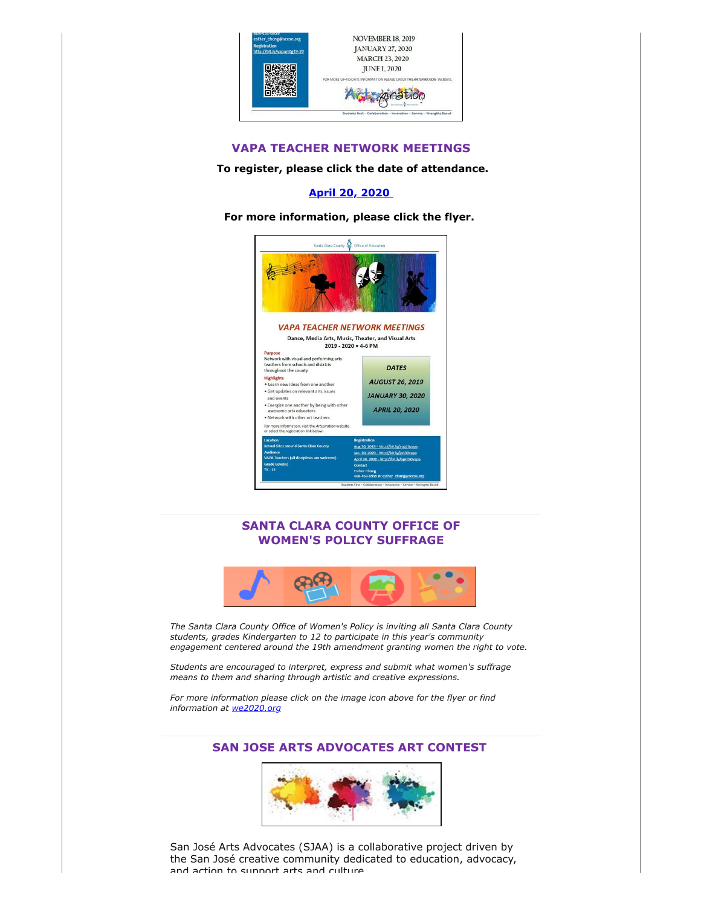408-453-6959
esther_chong@sccoe.org
Registration
http://bit.ly/vapamtg19-20

NOVEMBER 18, 2019
JANUARY 27, 2020
MARCH 23, 2020
JUNE 1, 2020

FOR MORE UP-TO-DATE INFORMATION PLEASE CHECK THE *ARTSPIRATION* WEBSITE.

Students First – Collaboration – Innovation – Service – Strengths Based

## VAPA TEACHER NETWORK MEETINGS

**To register, please click the date of attendance.**

**[April 20, 2020](#)**

**For more information, please click the flyer.**

Santa Clara County Office of Education

*VAPA TEACHER NETWORK MEETINGS*

Dance, Media Arts, Music, Theater, and Visual Arts
2019 - 2020 • 4-6 PM

**Purpose**
Network with visual and performing arts teachers from schools and districts throughout the county

**Highlights**
- Learn new ideas from one another
- Get updates on relevant arts issues and events
- Energize one another by being with other awesome arts educators
- Network with other art teachers

For more information, visit the *Artspiration* website or select the registration link below.

*DATES*
*AUGUST 26, 2019*
*JANUARY 30, 2020*
*APRIL 20, 2020*

**Location**
School Sites around Santa Clara County
**Audience**
VAPA Teachers (all disciplines are welcome)
**Grade Level(s)**
TK - 12

**Registration**
Aug 26, 2019 - http://bit.ly/aug20vapa
Jan. 30, 2020 - http://bit.ly/jan30vapa
April 20, 2020 - http://bit.ly/april20vapa
**Contact**
Esther Chong
408-453-6959 or esther_chong@sccoe.org

Students First – Collaboration – Innovation – Service – Strengths Based

---

## SANTA CLARA COUNTY OFFICE OF WOMEN'S POLICY SUFFRAGE

*The Santa Clara County Office of Women's Policy is inviting all Santa Clara County students, grades Kindergarten to 12 to participate in this year's community engagement centered around the 19th amendment granting women the right to vote.*

*Students are encouraged to interpret, express and submit what women's suffrage means to them and sharing through artistic and creative expressions.*

*For more information please click on the image icon above for the flyer or find information at [we2020.org](#)*

---

## SAN JOSE ARTS ADVOCATES ART CONTEST

San José Arts Advocates (SJAA) is a collaborative project driven by the San José creative community dedicated to education, advocacy, and action to support arts and culture.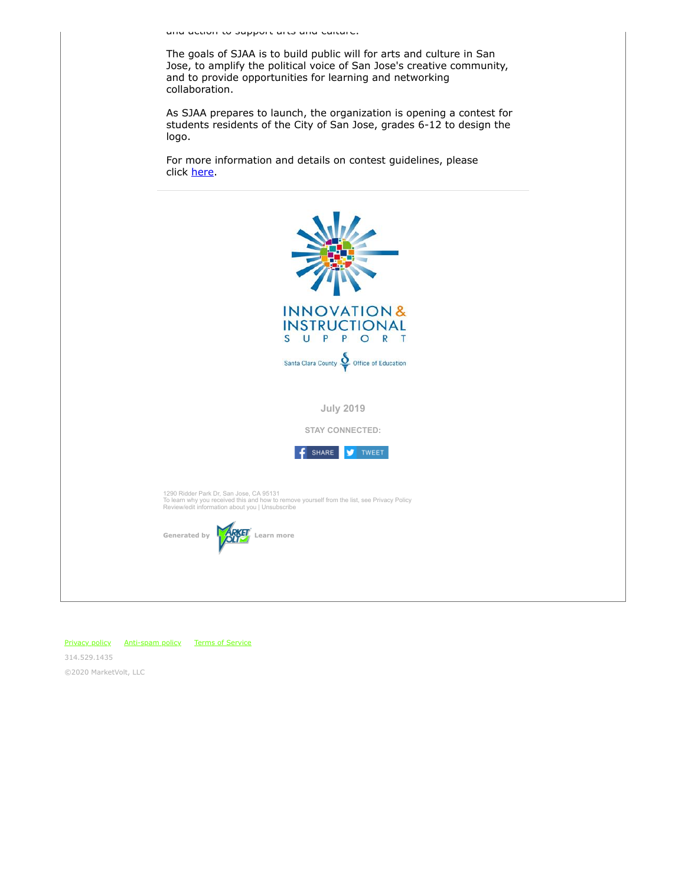and action to support arts and culture.

The goals of SJAA is to build public will for arts and culture in San Jose, to amplify the political voice of San Jose's creative community, and to provide opportunities for learning and networking collaboration.

As SJAA prepares to launch, the organization is opening a contest for students residents of the City of San Jose, grades 6-12 to design the logo.

For more information and details on contest guidelines, please click [here](#).

---

INNOVATION & INSTRUCTIONAL SUPPORT

Santa Clara County Office of Education

July 2019

STAY CONNECTED:

SHARE TWEET

1290 Ridder Park Dr, San Jose, CA 95131
To learn why you received this and how to remove yourself from the list, see Privacy Policy
Review/edit information about you | Unsubscribe

Generated by MarketVolt Learn more

Privacy policy Anti-spam policy Terms of Service

314.529.1435

©2020 MarketVolt, LLC